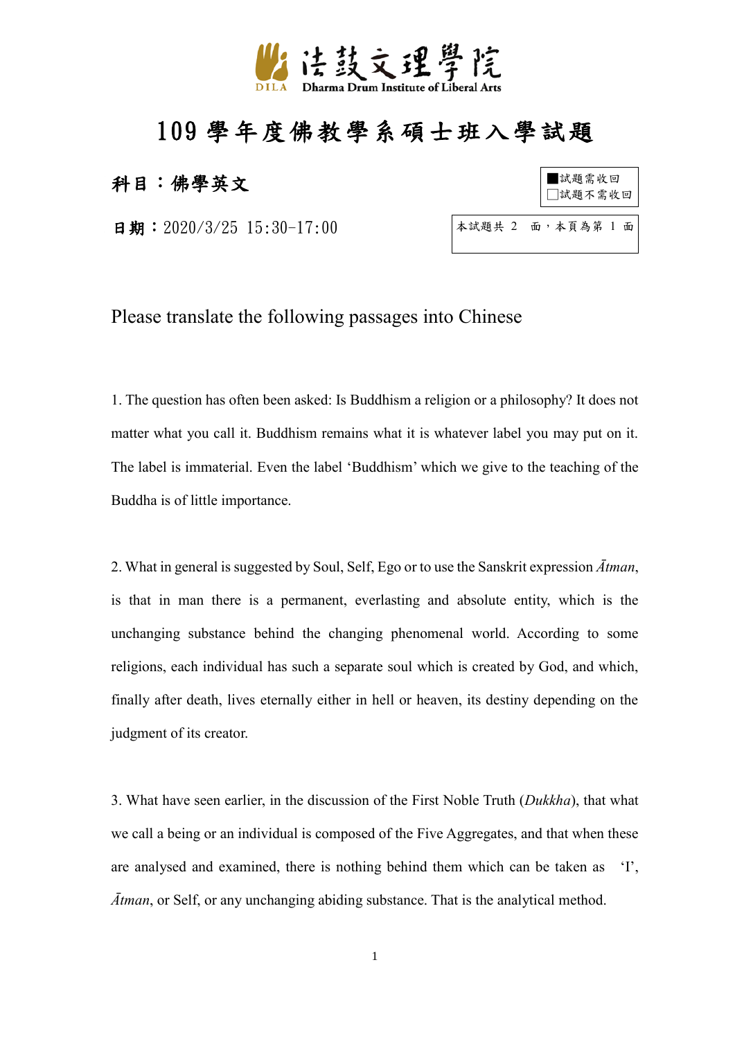法鼓文理學院
Dharma Drum Institute of Liberal Arts

# 109 學年度佛教學系碩士班入學試題

**科目：佛學英文**

■試題需收回
□試題不需收回

**日期**：2020/3/25 15:30-17:00

本試題共 2 面，本頁為第 1 面

Please translate the following passages into Chinese

1. The question has often been asked: Is Buddhism a religion or a philosophy? It does not matter what you call it. Buddhism remains what it is whatever label you may put on it. The label is immaterial. Even the label 'Buddhism' which we give to the teaching of the Buddha is of little importance.

2. What in general is suggested by Soul, Self, Ego or to use the Sanskrit expression *Ātman*, is that in man there is a permanent, everlasting and absolute entity, which is the unchanging substance behind the changing phenomenal world. According to some religions, each individual has such a separate soul which is created by God, and which, finally after death, lives eternally either in hell or heaven, its destiny depending on the judgment of its creator.

3. What have seen earlier, in the discussion of the First Noble Truth (*Dukkha*), that what we call a being or an individual is composed of the Five Aggregates, and that when these are analysed and examined, there is nothing behind them which can be taken as 'I', *Ātman*, or Self, or any unchanging abiding substance. That is the analytical method.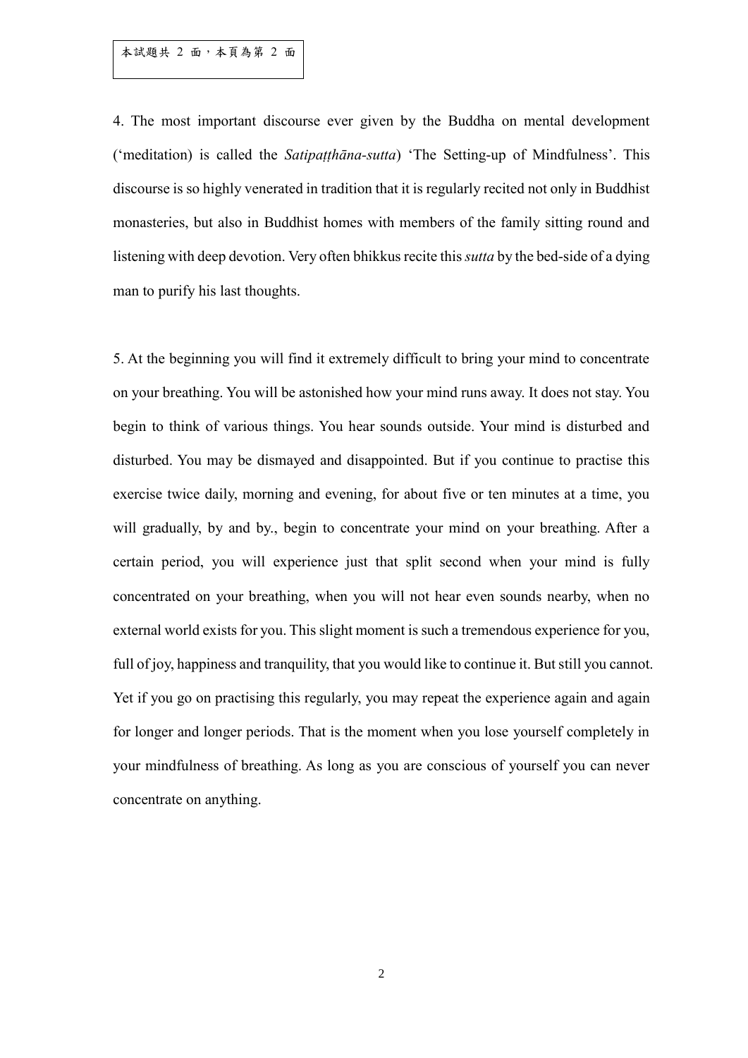4. The most important discourse ever given by the Buddha on mental development (‘meditation) is called the *Satipaṭṭhāna-sutta*) ‘The Setting-up of Mindfulness’. This discourse is so highly venerated in tradition that it is regularly recited not only in Buddhist monasteries, but also in Buddhist homes with members of the family sitting round and listening with deep devotion. Very often bhikkus recite this *sutta* by the bed-side of a dying man to purify his last thoughts.

5. At the beginning you will find it extremely difficult to bring your mind to concentrate on your breathing. You will be astonished how your mind runs away. It does not stay. You begin to think of various things. You hear sounds outside. Your mind is disturbed and disturbed. You may be dismayed and disappointed. But if you continue to practise this exercise twice daily, morning and evening, for about five or ten minutes at a time, you will gradually, by and by., begin to concentrate your mind on your breathing. After a certain period, you will experience just that split second when your mind is fully concentrated on your breathing, when you will not hear even sounds nearby, when no external world exists for you. This slight moment is such a tremendous experience for you, full of joy, happiness and tranquility, that you would like to continue it. But still you cannot. Yet if you go on practising this regularly, you may repeat the experience again and again for longer and longer periods. That is the moment when you lose yourself completely in your mindfulness of breathing. As long as you are conscious of yourself you can never concentrate on anything.